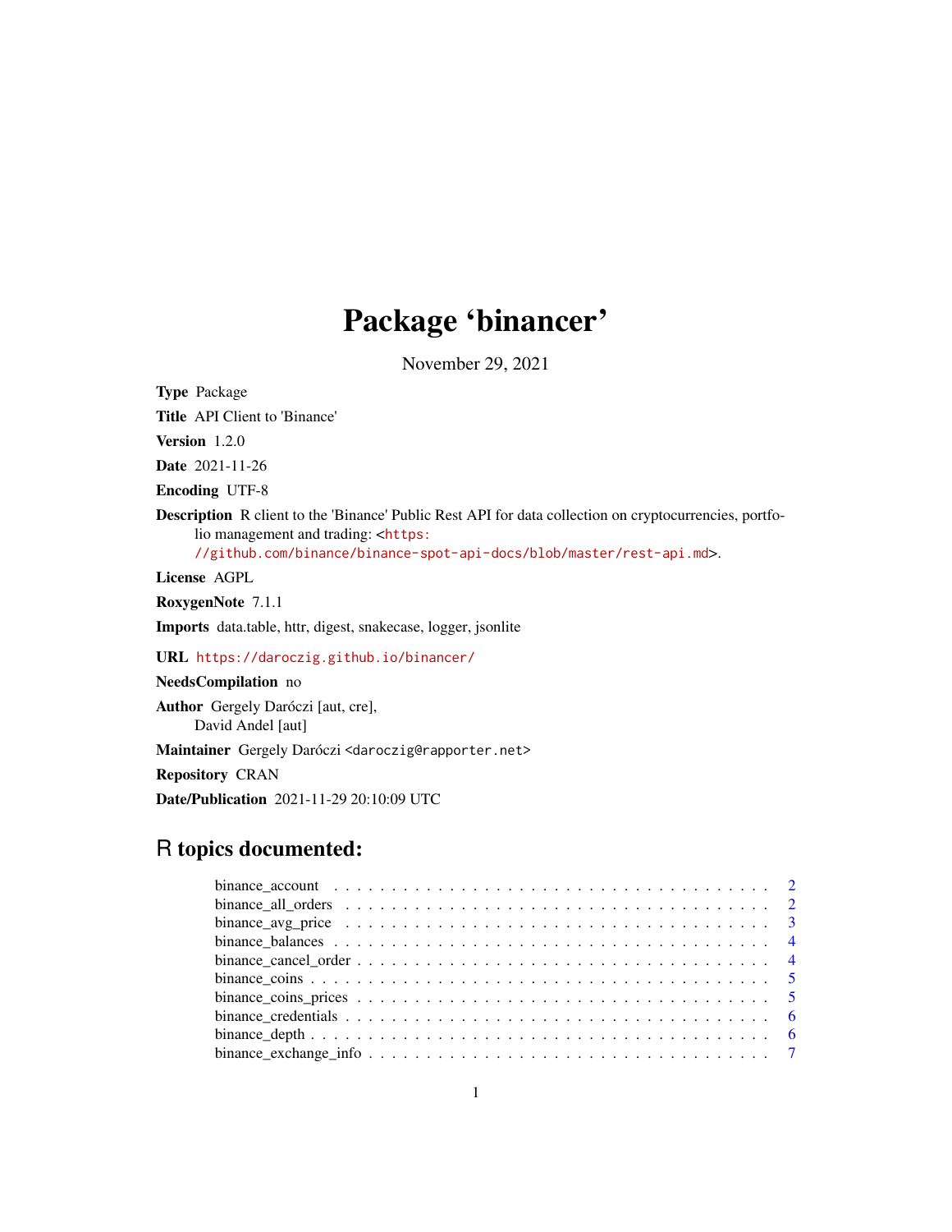# Package ‘binancer’

November 29, 2021

**Type** Package

**Title** API Client to 'Binance'

**Version** 1.2.0

**Date** 2021-11-26

**Encoding** UTF-8

**Description** R client to the 'Binance' Public Rest API for data collection on cryptocurrencies, portfolio management and trading: <https://github.com/binance/binance-spot-api-docs/blob/master/rest-api.md>.

**License** AGPL

**RoxygenNote** 7.1.1

**Imports** data.table, httr, digest, snakecase, logger, jsonlite

**URL** https://daroczig.github.io/binancer/

**NeedsCompilation** no

**Author** Gergely Daróczi [aut, cre],
David Andel [aut]

**Maintainer** Gergely Daróczi <daroczig@rapporter.net>

**Repository** CRAN

**Date/Publication** 2021-11-29 20:10:09 UTC

## R topics documented:

binance_account . . . . . . . . . . . . . . . . . . . . . . . . . . . . . . . . . . . . 2
binance_all_orders . . . . . . . . . . . . . . . . . . . . . . . . . . . . . . . . . . . 2
binance_avg_price . . . . . . . . . . . . . . . . . . . . . . . . . . . . . . . . . . . 3
binance_balances . . . . . . . . . . . . . . . . . . . . . . . . . . . . . . . . . . . . 4
binance_cancel_order . . . . . . . . . . . . . . . . . . . . . . . . . . . . . . . . . . 4
binance_coins . . . . . . . . . . . . . . . . . . . . . . . . . . . . . . . . . . . . . . 5
binance_coins_prices . . . . . . . . . . . . . . . . . . . . . . . . . . . . . . . . . . 5
binance_credentials . . . . . . . . . . . . . . . . . . . . . . . . . . . . . . . . . . . 6
binance_depth . . . . . . . . . . . . . . . . . . . . . . . . . . . . . . . . . . . . . . 6
binance_exchange_info . . . . . . . . . . . . . . . . . . . . . . . . . . . . . . . . . 7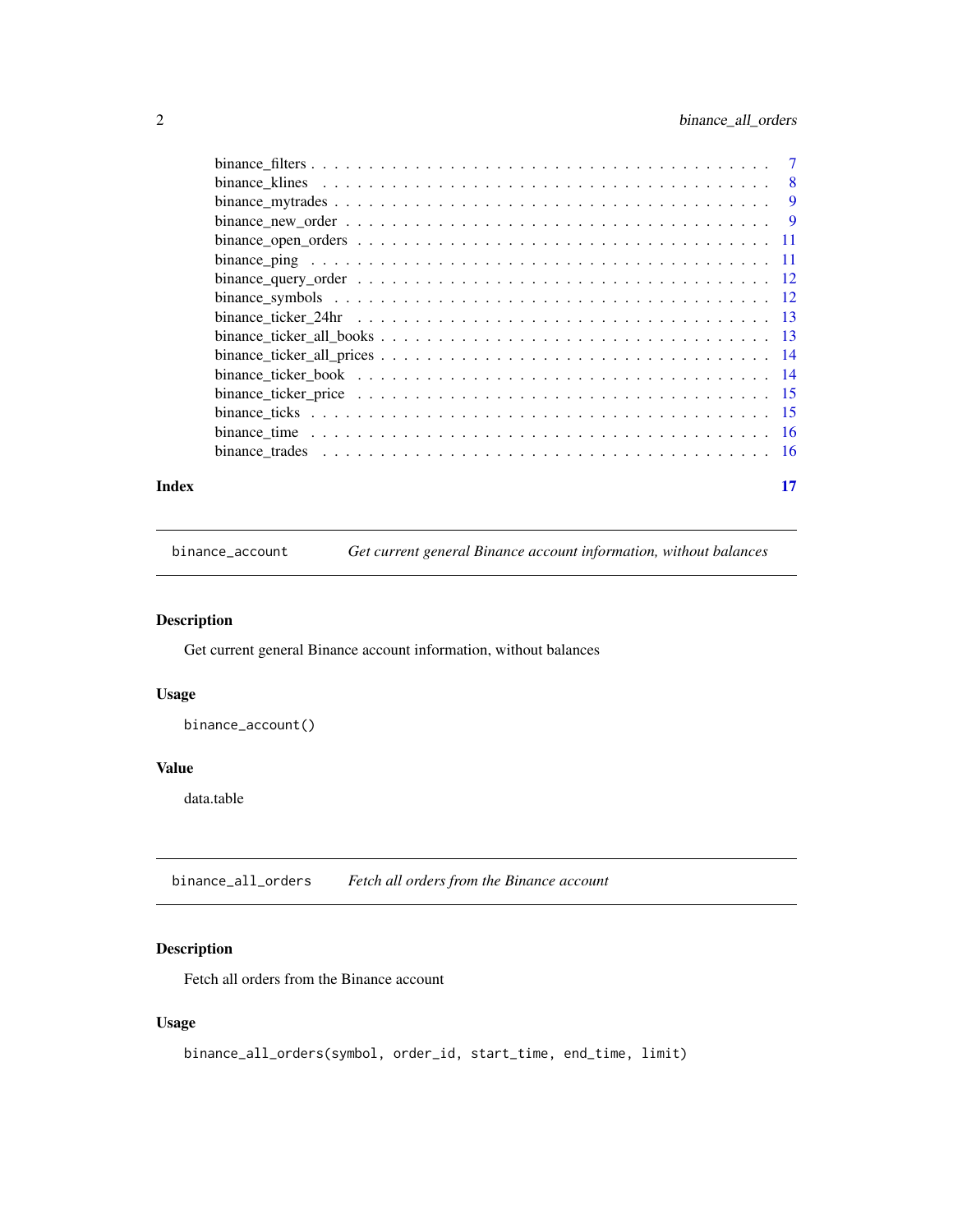binance_filters . . . . . . . . . . . . . . . . . . . . . . . . . . . . . . . . . . . . . 7
binance_klines . . . . . . . . . . . . . . . . . . . . . . . . . . . . . . . . . . . . . 8
binance_mytrades . . . . . . . . . . . . . . . . . . . . . . . . . . . . . . . . . . . . 9
binance_new_order . . . . . . . . . . . . . . . . . . . . . . . . . . . . . . . . . . . . 9
binance_open_orders . . . . . . . . . . . . . . . . . . . . . . . . . . . . . . . . . . . 11
binance_ping . . . . . . . . . . . . . . . . . . . . . . . . . . . . . . . . . . . . . . 11
binance_query_order . . . . . . . . . . . . . . . . . . . . . . . . . . . . . . . . . . . 12
binance_symbols . . . . . . . . . . . . . . . . . . . . . . . . . . . . . . . . . . . . 12
binance_ticker_24hr . . . . . . . . . . . . . . . . . . . . . . . . . . . . . . . . . . . 13
binance_ticker_all_books . . . . . . . . . . . . . . . . . . . . . . . . . . . . . . . . 13
binance_ticker_all_prices . . . . . . . . . . . . . . . . . . . . . . . . . . . . . . . . 14
binance_ticker_book . . . . . . . . . . . . . . . . . . . . . . . . . . . . . . . . . . . 14
binance_ticker_price . . . . . . . . . . . . . . . . . . . . . . . . . . . . . . . . . . . 15
binance_ticks . . . . . . . . . . . . . . . . . . . . . . . . . . . . . . . . . . . . . . 15
binance_time . . . . . . . . . . . . . . . . . . . . . . . . . . . . . . . . . . . . . . 16
binance_trades . . . . . . . . . . . . . . . . . . . . . . . . . . . . . . . . . . . . . 16

**Index** **17**

---

## `binance_account` *Get current general Binance account information, without balances*

### Description

Get current general Binance account information, without balances

### Usage

```
binance_account()
```

### Value

data.table

---

## `binance_all_orders` *Fetch all orders from the Binance account*

### Description

Fetch all orders from the Binance account

### Usage

```
binance_all_orders(symbol, order_id, start_time, end_time, limit)
```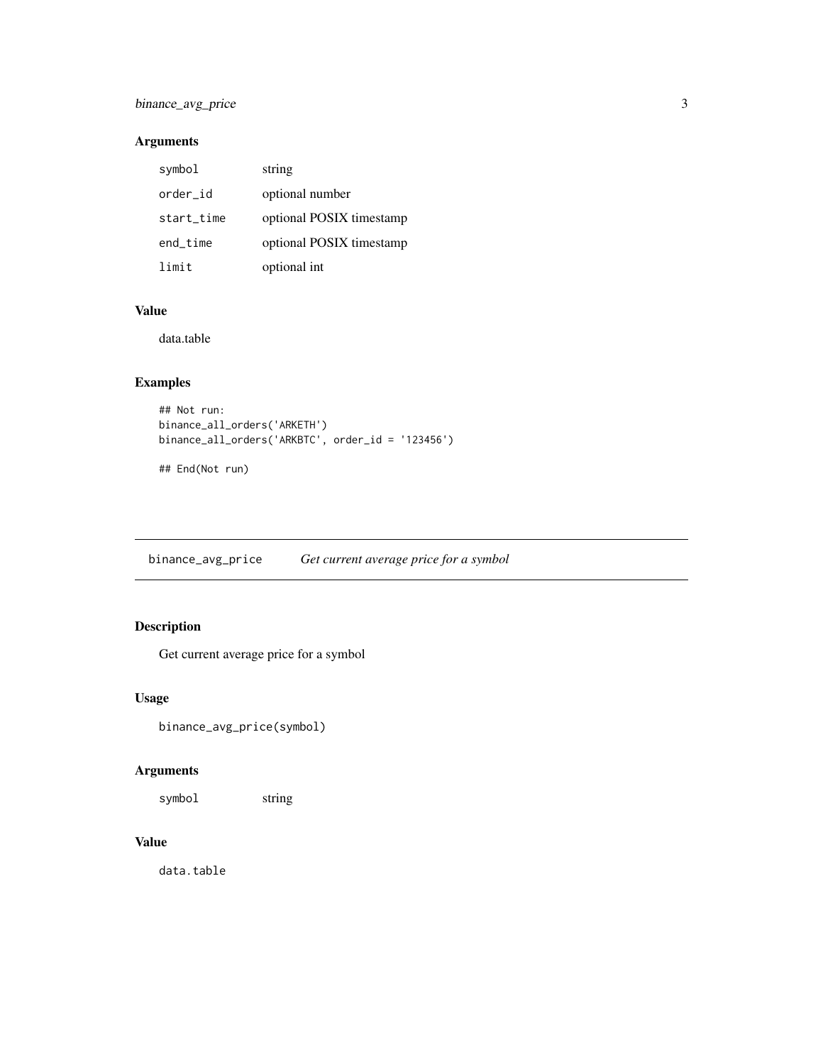## Arguments

| | |
|---|---|
| symbol | string |
| order_id | optional number |
| start_time | optional POSIX timestamp |
| end_time | optional POSIX timestamp |
| limit | optional int |

## Value

data.table

## Examples

```
## Not run:
binance_all_orders('ARKETH')
binance_all_orders('ARKBTC', order_id = '123456')

## End(Not run)
```

---

# binance_avg_price    *Get current average price for a symbol*

---

## Description

Get current average price for a symbol

## Usage

```
binance_avg_price(symbol)
```

## Arguments

| | |
|---|---|
| symbol | string |

## Value

`data.table`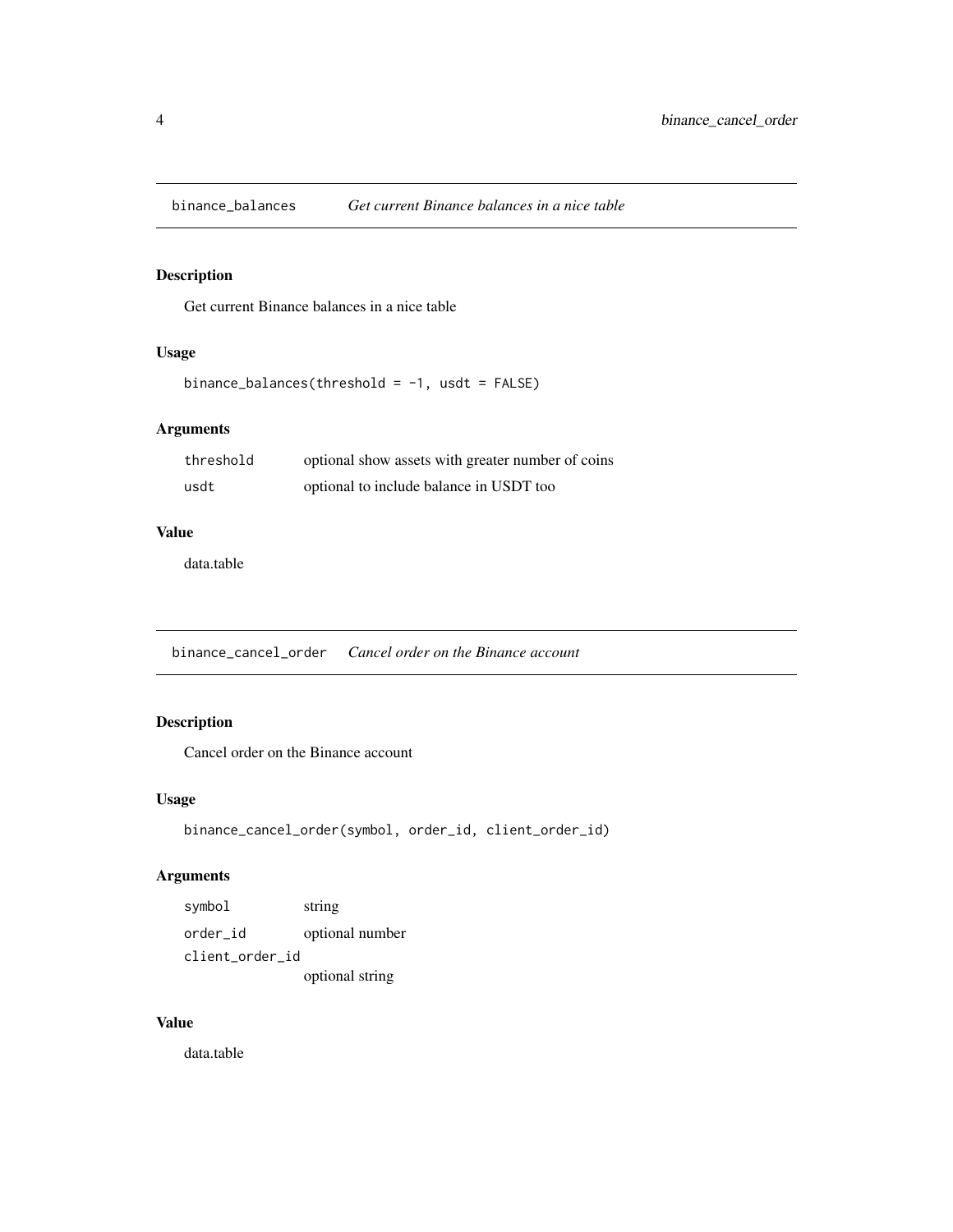## binance_balances *Get current Binance balances in a nice table*

### Description

Get current Binance balances in a nice table

### Usage

```
binance_balances(threshold = -1, usdt = FALSE)
```

### Arguments

| | |
|---|---|
| threshold | optional show assets with greater number of coins |
| usdt | optional to include balance in USDT too |

### Value

data.table

## binance_cancel_order *Cancel order on the Binance account*

### Description

Cancel order on the Binance account

### Usage

```
binance_cancel_order(symbol, order_id, client_order_id)
```

### Arguments

| | |
|---|---|
| symbol | string |
| order_id | optional number |
| client_order_id | optional string |

### Value

data.table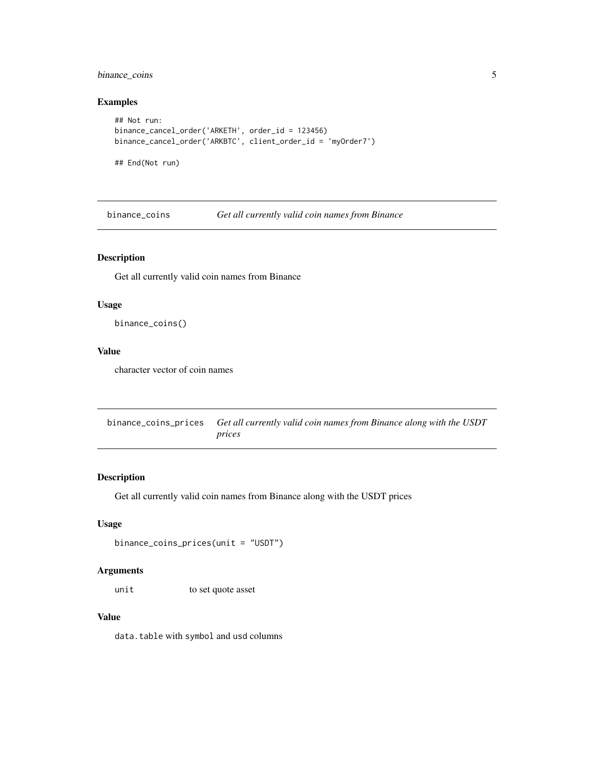### Examples

```
## Not run:
binance_cancel_order('ARKETH', order_id = 123456)
binance_cancel_order('ARKBTC', client_order_id = 'myOrder7')

## End(Not run)
```

---

## binance_coins — *Get all currently valid coin names from Binance*

### Description

Get all currently valid coin names from Binance

### Usage

```
binance_coins()
```

### Value

character vector of coin names

---

## binance_coins_prices — *Get all currently valid coin names from Binance along with the USDT prices*

### Description

Get all currently valid coin names from Binance along with the USDT prices

### Usage

```
binance_coins_prices(unit = "USDT")
```

### Arguments

| | |
|---|---|
| `unit` | to set quote asset |

### Value

`data.table` with `symbol` and `usd` columns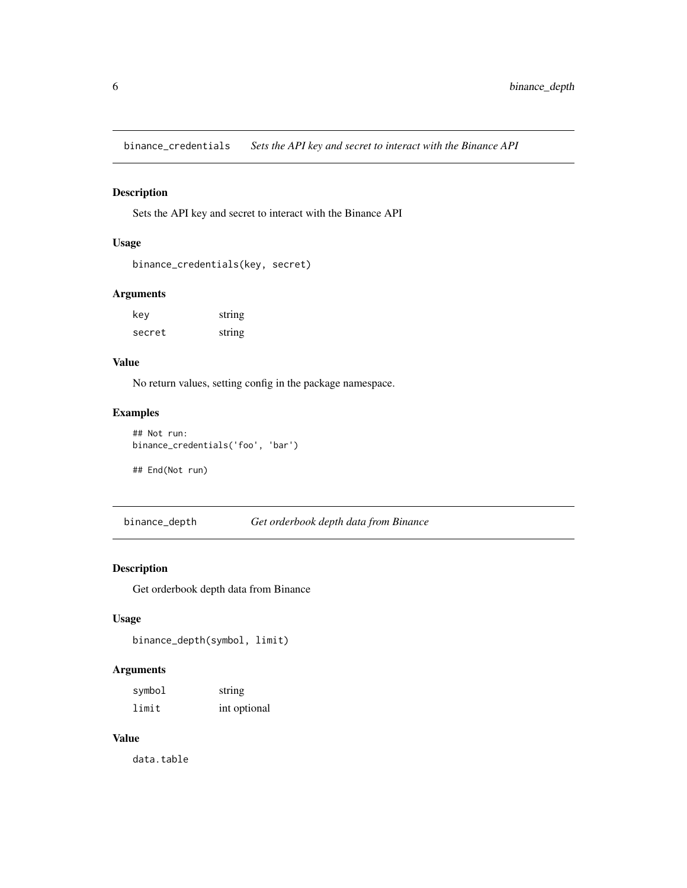## binance_credentials — *Sets the API key and secret to interact with the Binance API*

### Description

Sets the API key and secret to interact with the Binance API

### Usage

```
binance_credentials(key, secret)
```

### Arguments

| | |
|---|---|
| `key` | string |
| `secret` | string |

### Value

No return values, setting config in the package namespace.

### Examples

```
## Not run:
binance_credentials('foo', 'bar')

## End(Not run)
```

## binance_depth — *Get orderbook depth data from Binance*

### Description

Get orderbook depth data from Binance

### Usage

```
binance_depth(symbol, limit)
```

### Arguments

| | |
|---|---|
| `symbol` | string |
| `limit` | int optional |

### Value

`data.table`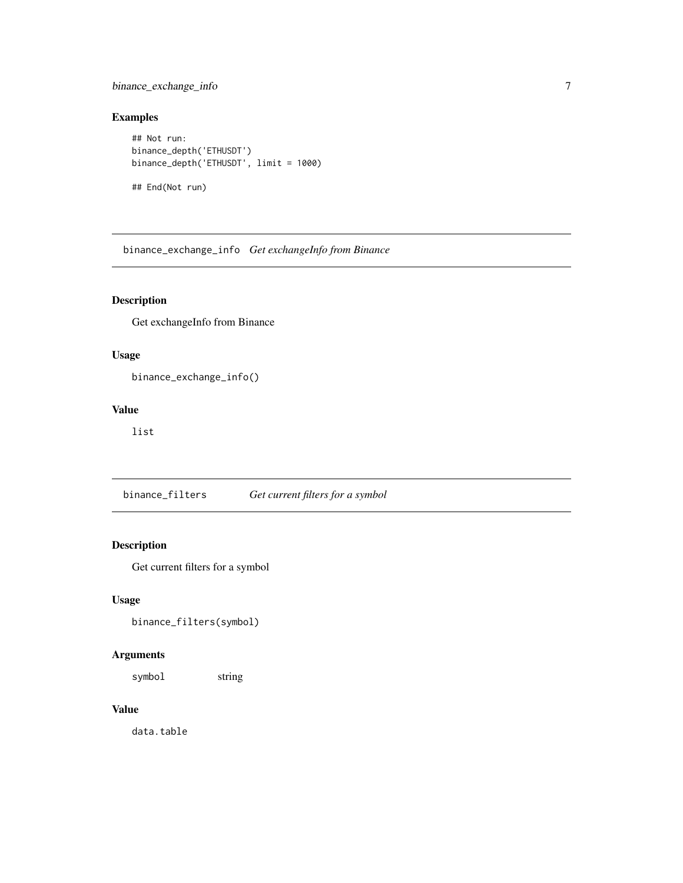### Examples

```
## Not run:
binance_depth('ETHUSDT')
binance_depth('ETHUSDT', limit = 1000)

## End(Not run)
```

## binance_exchange_info *Get exchangeInfo from Binance*

### Description

Get exchangeInfo from Binance

### Usage

```
binance_exchange_info()
```

### Value

list

## binance_filters *Get current filters for a symbol*

### Description

Get current filters for a symbol

### Usage

```
binance_filters(symbol)
```

### Arguments

| | |
|---|---|
| symbol | string |

### Value

data.table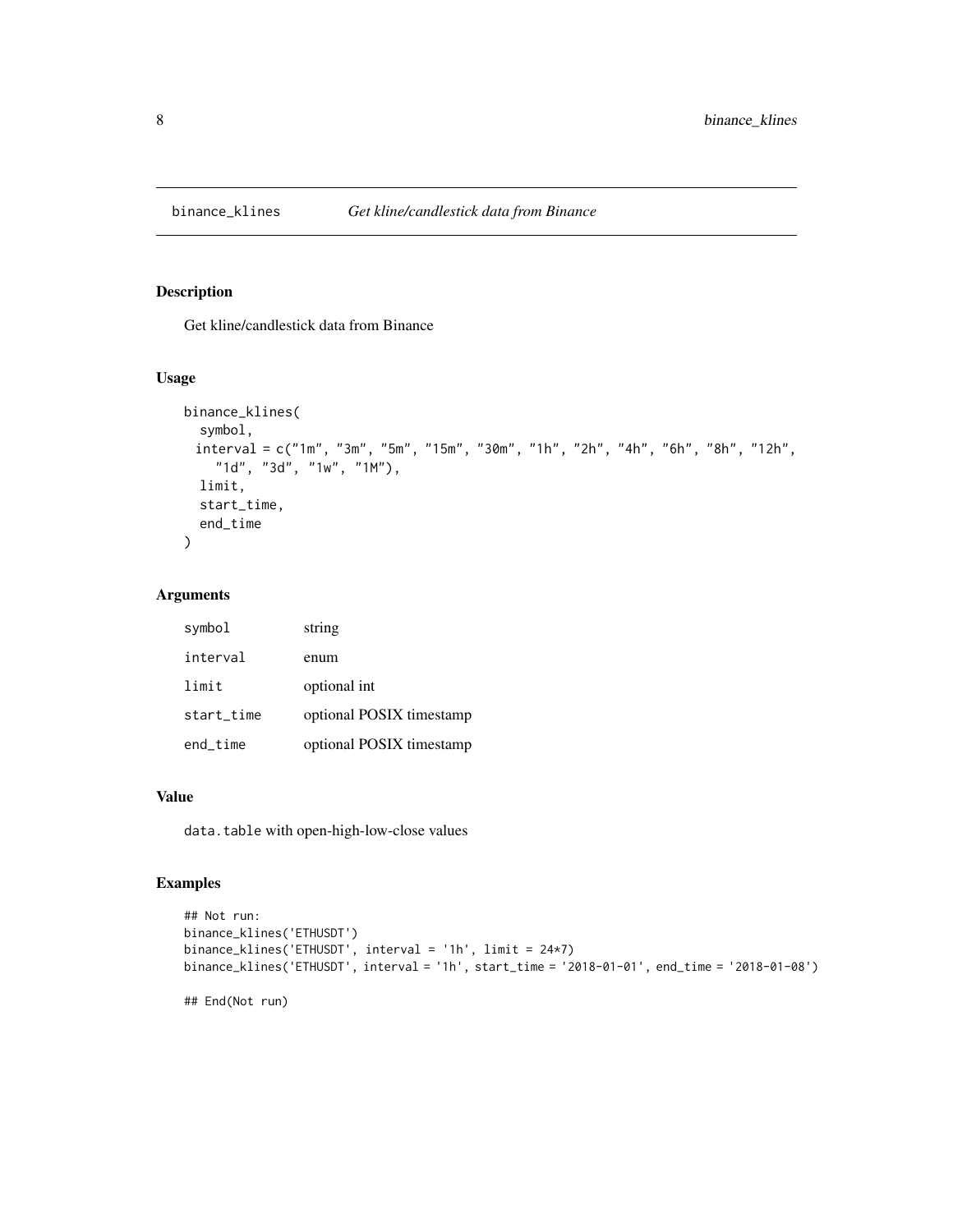binance_klines *Get kline/candlestick data from Binance*

## Description

Get kline/candlestick data from Binance

## Usage

```
binance_klines(
  symbol,
  interval = c("1m", "3m", "5m", "15m", "30m", "1h", "2h", "4h", "6h", "8h", "12h",
    "1d", "3d", "1w", "1M"),
  limit,
  start_time,
  end_time
)
```

## Arguments

| | |
|---|---|
| symbol | string |
| interval | enum |
| limit | optional int |
| start_time | optional POSIX timestamp |
| end_time | optional POSIX timestamp |

## Value

`data.table` with open-high-low-close values

## Examples

```
## Not run:
binance_klines('ETHUSDT')
binance_klines('ETHUSDT', interval = '1h', limit = 24*7)
binance_klines('ETHUSDT', interval = '1h', start_time = '2018-01-01', end_time = '2018-01-08')

## End(Not run)
```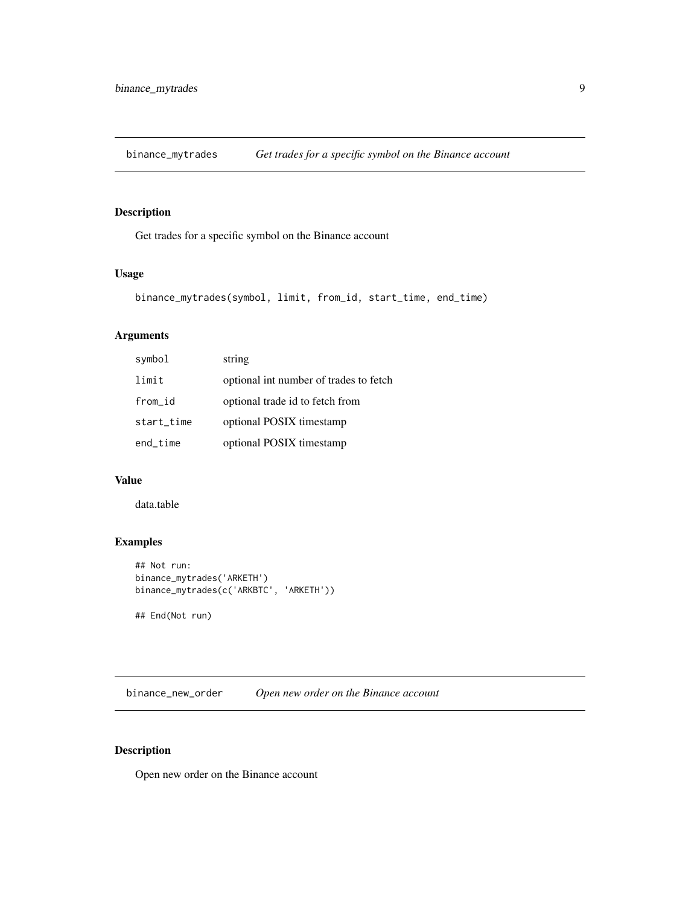## binance_mytrades — *Get trades for a specific symbol on the Binance account*

### Description

Get trades for a specific symbol on the Binance account

### Usage

```
binance_mytrades(symbol, limit, from_id, start_time, end_time)
```

### Arguments

| | |
|---|---|
| `symbol` | string |
| `limit` | optional int number of trades to fetch |
| `from_id` | optional trade id to fetch from |
| `start_time` | optional POSIX timestamp |
| `end_time` | optional POSIX timestamp |

### Value

data.table

### Examples

```
## Not run:
binance_mytrades('ARKETH')
binance_mytrades(c('ARKBTC', 'ARKETH'))

## End(Not run)
```

## binance_new_order — *Open new order on the Binance account*

### Description

Open new order on the Binance account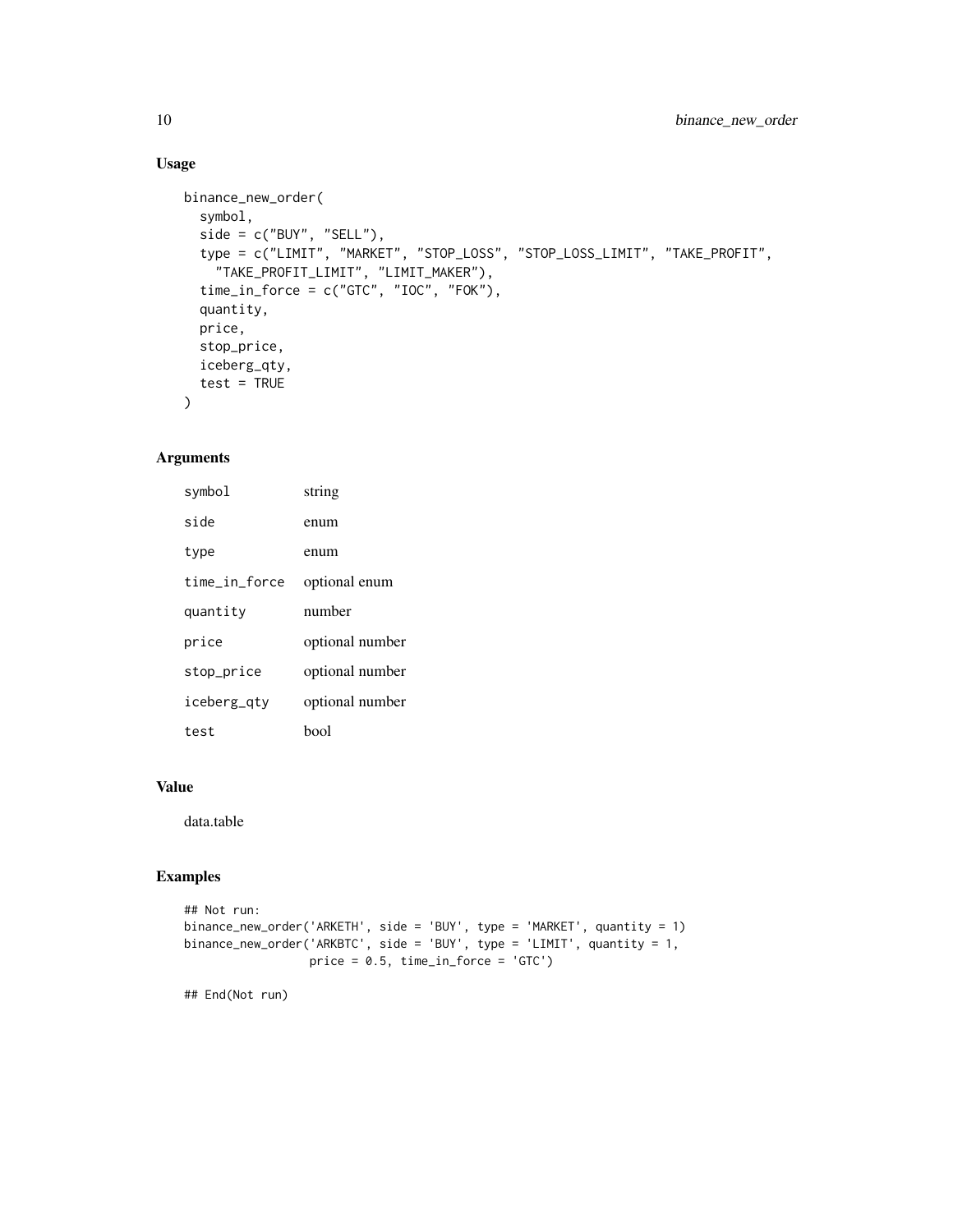## Usage

```
binance_new_order(
  symbol,
  side = c("BUY", "SELL"),
  type = c("LIMIT", "MARKET", "STOP_LOSS", "STOP_LOSS_LIMIT", "TAKE_PROFIT",
    "TAKE_PROFIT_LIMIT", "LIMIT_MAKER"),
  time_in_force = c("GTC", "IOC", "FOK"),
  quantity,
  price,
  stop_price,
  iceberg_qty,
  test = TRUE
)
```

## Arguments

| | |
|---|---|
| symbol | string |
| side | enum |
| type | enum |
| time_in_force | optional enum |
| quantity | number |
| price | optional number |
| stop_price | optional number |
| iceberg_qty | optional number |
| test | bool |

## Value

data.table

## Examples

```
## Not run:
binance_new_order('ARKETH', side = 'BUY', type = 'MARKET', quantity = 1)
binance_new_order('ARKBTC', side = 'BUY', type = 'LIMIT', quantity = 1,
                  price = 0.5, time_in_force = 'GTC')

## End(Not run)
```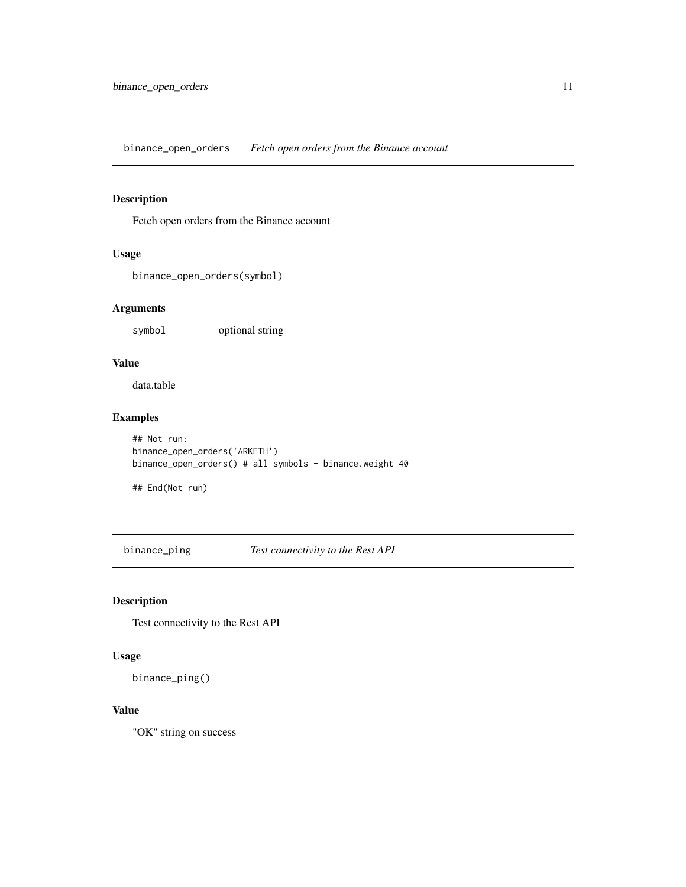## binance_open_orders *Fetch open orders from the Binance account*

### Description

Fetch open orders from the Binance account

### Usage

```
binance_open_orders(symbol)
```

### Arguments

| | |
|---|---|
| `symbol` | optional string |

### Value

data.table

### Examples

```
## Not run:
binance_open_orders('ARKETH')
binance_open_orders() # all symbols - binance.weight 40

## End(Not run)
```

## binance_ping *Test connectivity to the Rest API*

### Description

Test connectivity to the Rest API

### Usage

```
binance_ping()
```

### Value

"OK" string on success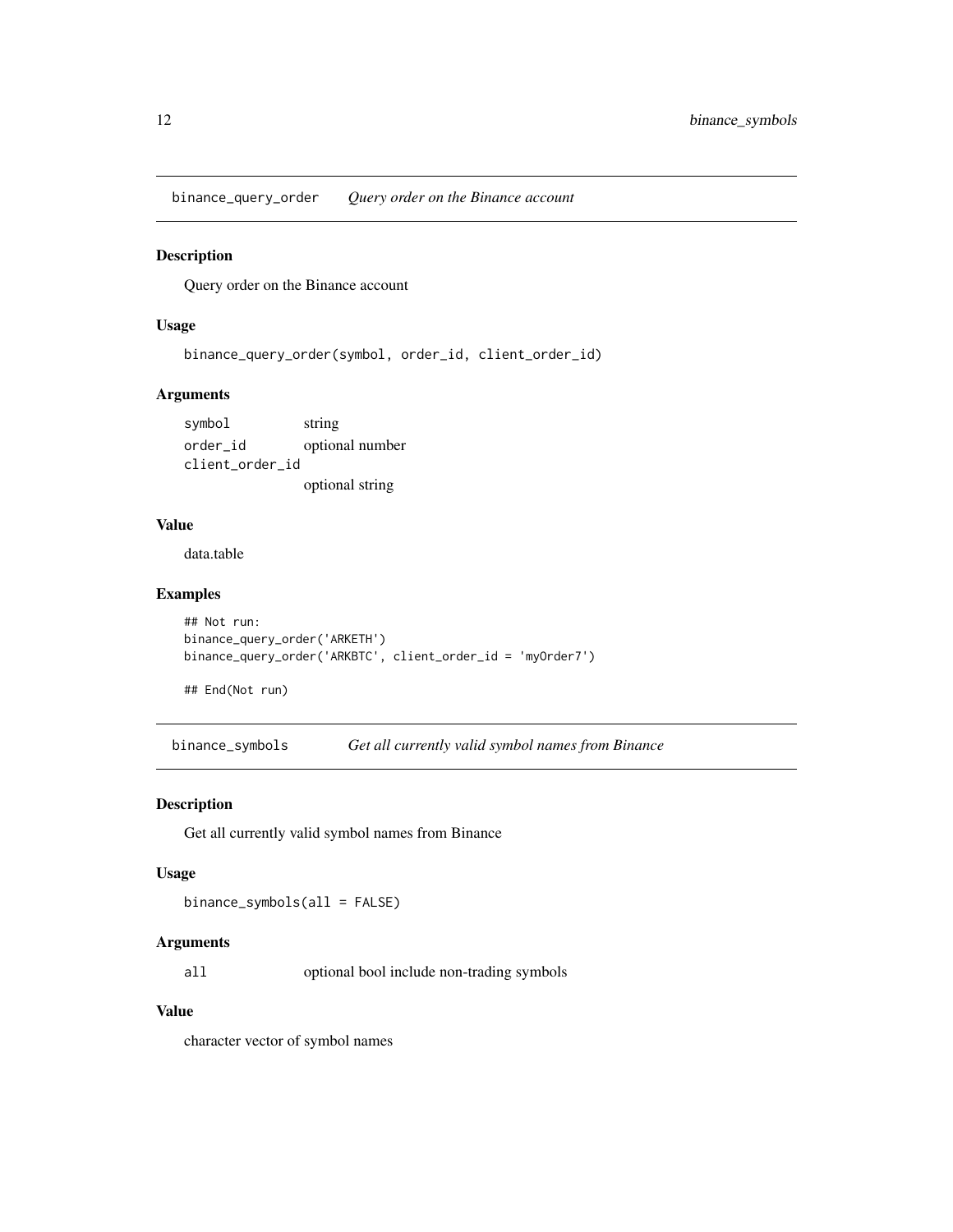## binance_query_order — *Query order on the Binance account*

### Description

Query order on the Binance account

### Usage

```
binance_query_order(symbol, order_id, client_order_id)
```

### Arguments

| | |
|---|---|
| symbol | string |
| order_id | optional number |
| client_order_id | optional string |

### Value

data.table

### Examples

```
## Not run:
binance_query_order('ARKETH')
binance_query_order('ARKBTC', client_order_id = 'myOrder7')

## End(Not run)
```

## binance_symbols — *Get all currently valid symbol names from Binance*

### Description

Get all currently valid symbol names from Binance

### Usage

```
binance_symbols(all = FALSE)
```

### Arguments

| | |
|---|---|
| all | optional bool include non-trading symbols |

### Value

character vector of symbol names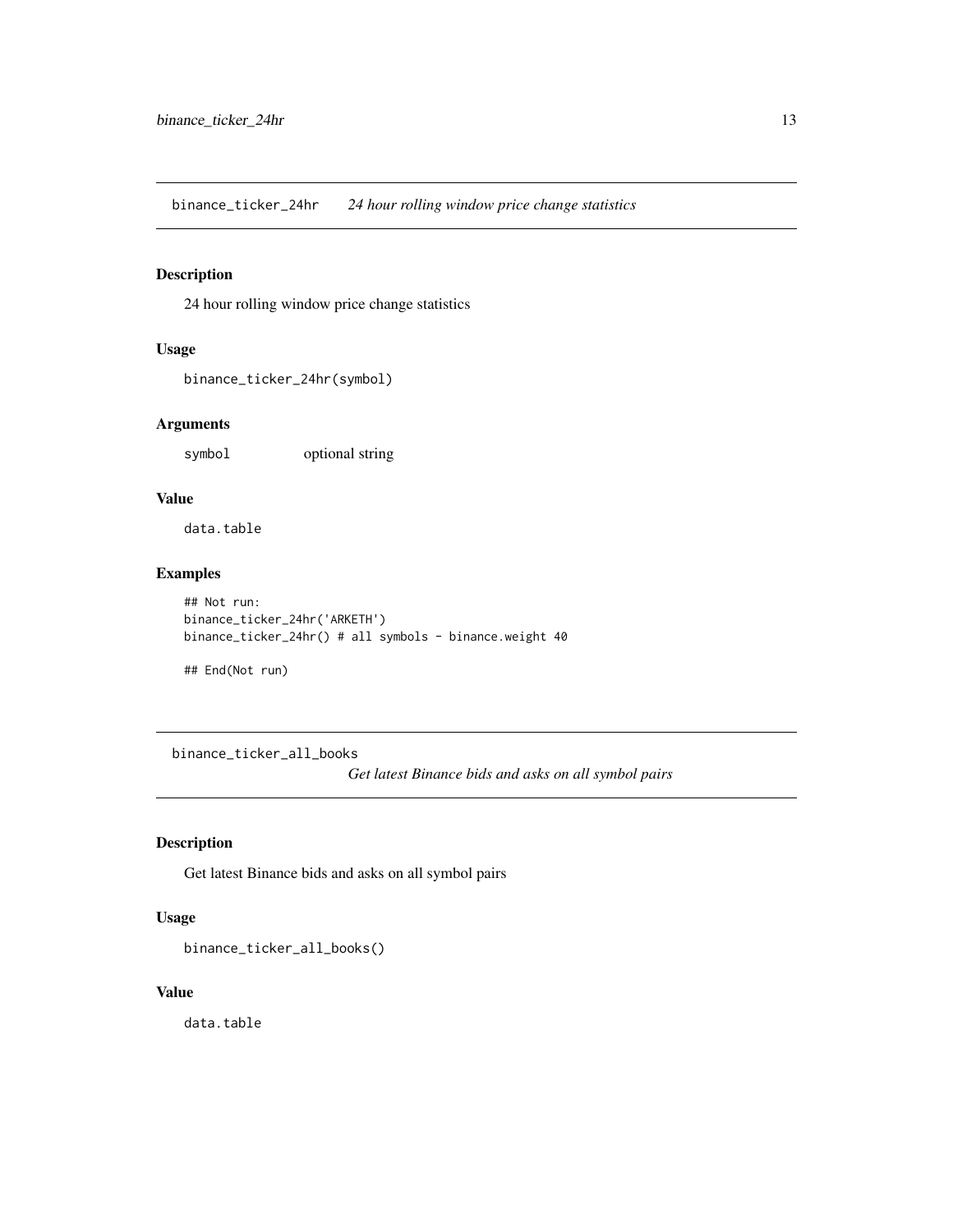## binance_ticker_24hr *24 hour rolling window price change statistics*

### Description

24 hour rolling window price change statistics

### Usage

```
binance_ticker_24hr(symbol)
```

### Arguments

| | |
|---|---|
| symbol | optional string |

### Value

data.table

### Examples

```
## Not run:
binance_ticker_24hr('ARKETH')
binance_ticker_24hr() # all symbols - binance.weight 40

## End(Not run)
```

## binance_ticker_all_books *Get latest Binance bids and asks on all symbol pairs*

### Description

Get latest Binance bids and asks on all symbol pairs

### Usage

```
binance_ticker_all_books()
```

### Value

data.table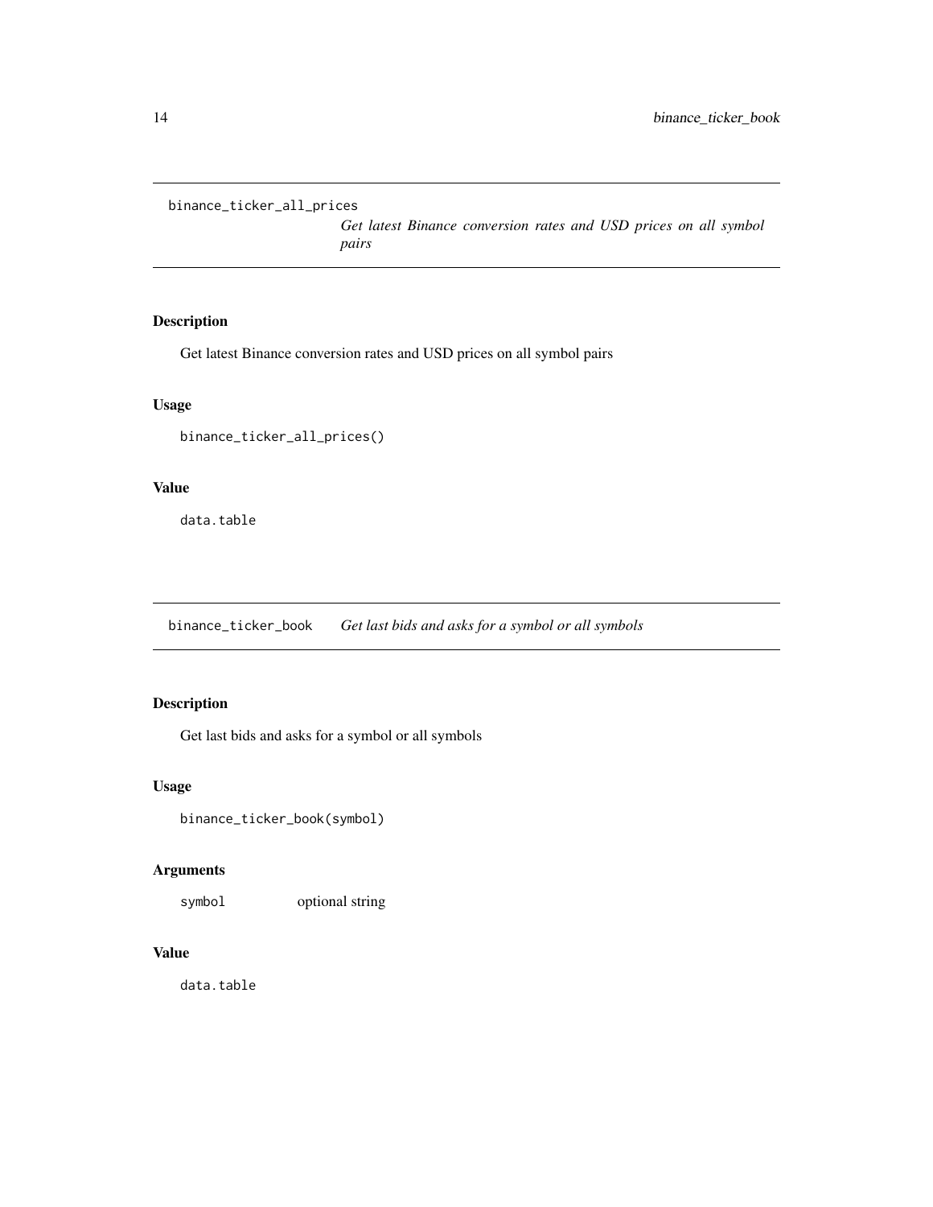## binance_ticker_all_prices

*Get latest Binance conversion rates and USD prices on all symbol pairs*

### Description

Get latest Binance conversion rates and USD prices on all symbol pairs

### Usage

```
binance_ticker_all_prices()
```

### Value

data.table

## binance_ticker_book

*Get last bids and asks for a symbol or all symbols*

### Description

Get last bids and asks for a symbol or all symbols

### Usage

```
binance_ticker_book(symbol)
```

### Arguments

| | |
|---|---|
| symbol | optional string |

### Value

data.table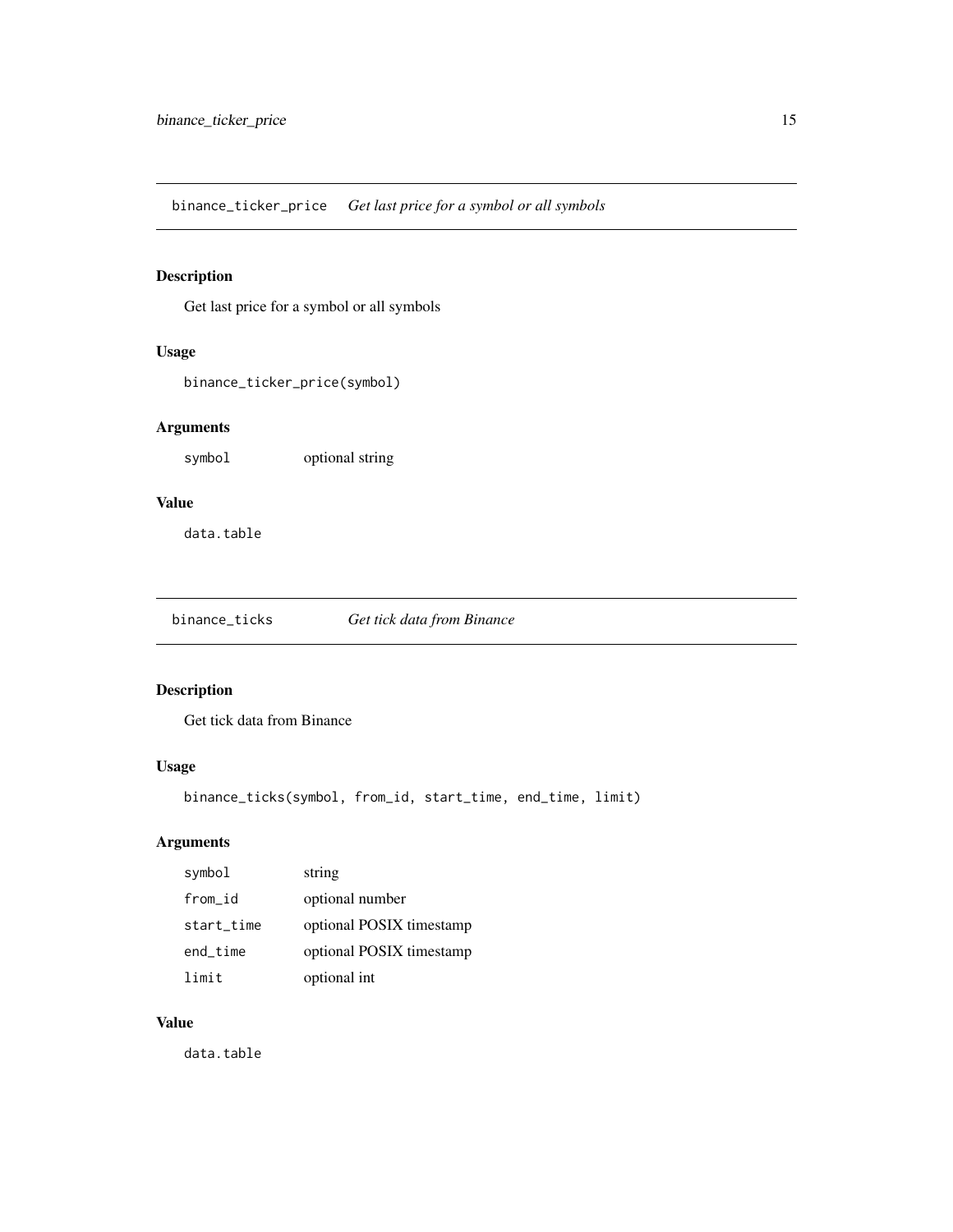## binance_ticker_price *Get last price for a symbol or all symbols*

### Description

Get last price for a symbol or all symbols

### Usage

```
binance_ticker_price(symbol)
```

### Arguments

| | |
|---|---|
| `symbol` | optional string |

### Value

data.table

## binance_ticks *Get tick data from Binance*

### Description

Get tick data from Binance

### Usage

```
binance_ticks(symbol, from_id, start_time, end_time, limit)
```

### Arguments

| | |
|---|---|
| `symbol` | string |
| `from_id` | optional number |
| `start_time` | optional POSIX timestamp |
| `end_time` | optional POSIX timestamp |
| `limit` | optional int |

### Value

data.table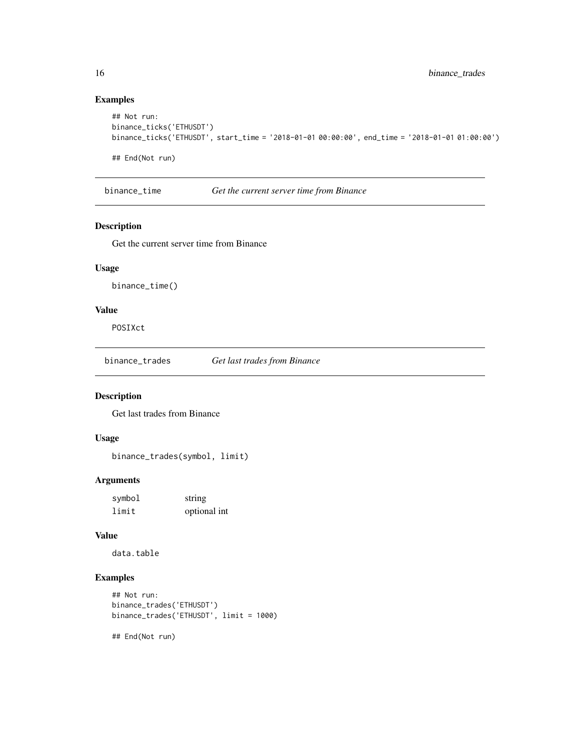## Examples

```
## Not run:
binance_ticks('ETHUSDT')
binance_ticks('ETHUSDT', start_time = '2018-01-01 00:00:00', end_time = '2018-01-01 01:00:00')

## End(Not run)
```

---

# binance_time *Get the current server time from Binance*

---

## Description

Get the current server time from Binance

## Usage

```
binance_time()
```

## Value

`POSIXct`

---

# binance_trades *Get last trades from Binance*

---

## Description

Get last trades from Binance

## Usage

```
binance_trades(symbol, limit)
```

## Arguments

| | |
|---|---|
| `symbol` | string |
| `limit` | optional int |

## Value

`data.table`

## Examples

```
## Not run:
binance_trades('ETHUSDT')
binance_trades('ETHUSDT', limit = 1000)

## End(Not run)
```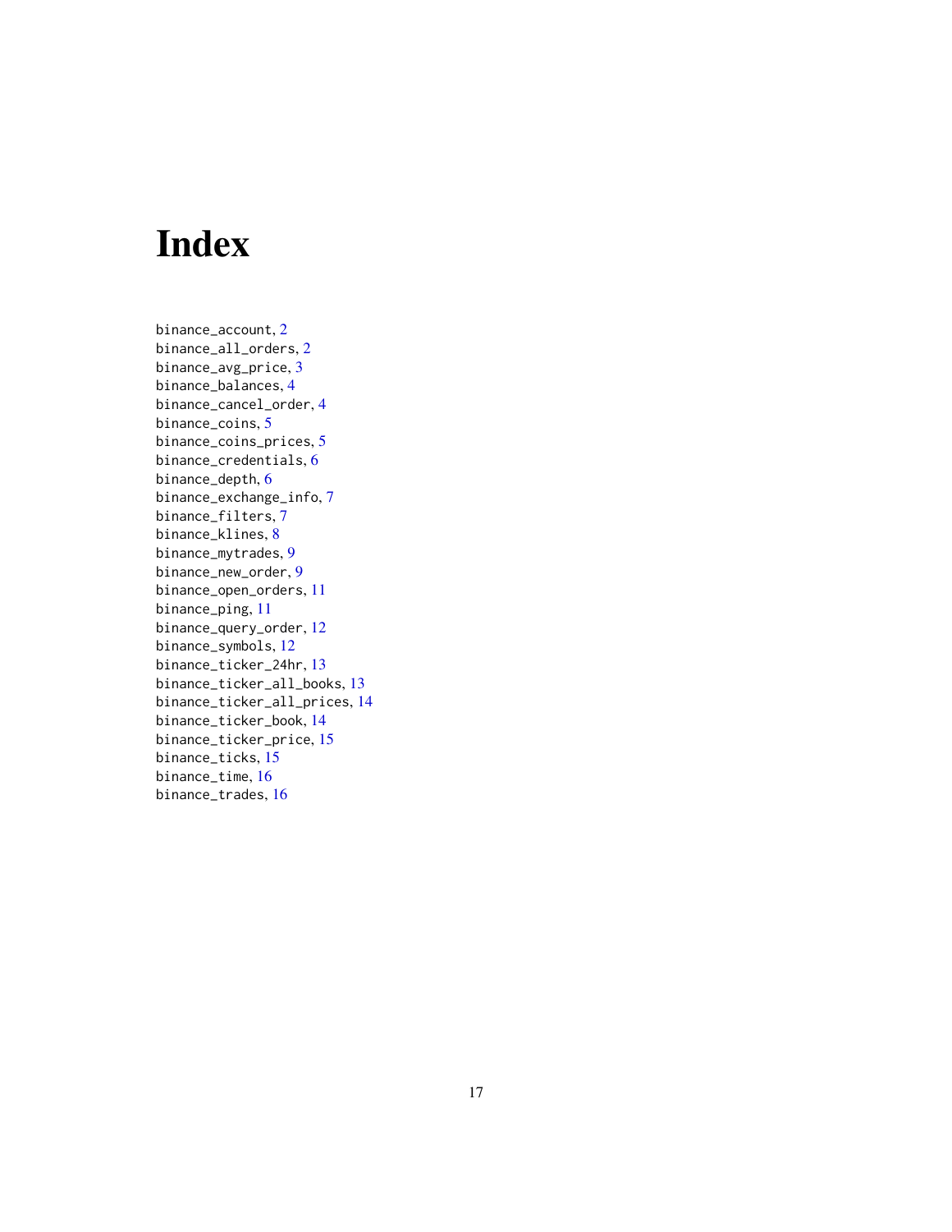# Index

binance_account, 2
binance_all_orders, 2
binance_avg_price, 3
binance_balances, 4
binance_cancel_order, 4
binance_coins, 5
binance_coins_prices, 5
binance_credentials, 6
binance_depth, 6
binance_exchange_info, 7
binance_filters, 7
binance_klines, 8
binance_mytrades, 9
binance_new_order, 9
binance_open_orders, 11
binance_ping, 11
binance_query_order, 12
binance_symbols, 12
binance_ticker_24hr, 13
binance_ticker_all_books, 13
binance_ticker_all_prices, 14
binance_ticker_book, 14
binance_ticker_price, 15
binance_ticks, 15
binance_time, 16
binance_trades, 16